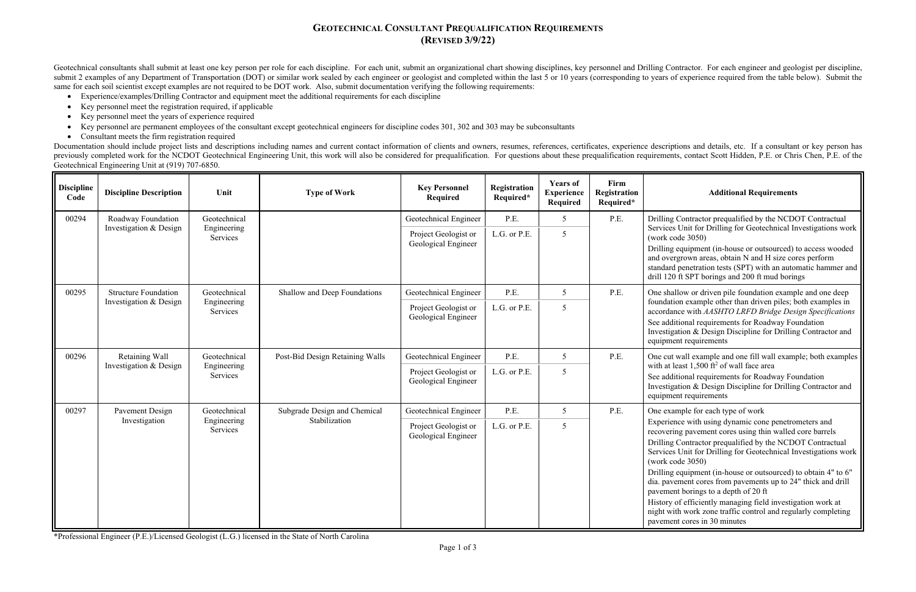# Geotechnical Consultant Prequalification Requirements (Revised 3/9/22)

Geotechnical consultants shall submit at least one key person per role for each discipline. For each unit, submit an organizational chart showing disciplines, key personnel and Drilling Contractor. For each engineer and geologist per discipline, submit 2 examples of any Department of Transportation (DOT) or similar work sealed by each engineer or geologist and completed within the last 5 or 10 years (corresponding to years of experience required from the table below). Submit the same for each soil scientist except examples are not required to be DOT work. Also, submit documentation verifying the following requirements:

- Experience/examples/Drilling Contractor and equipment meet the additional requirements for each discipline
- Key personnel meet the registration required, if applicable
- Key personnel meet the years of experience required
- Key personnel are permanent employees of the consultant except geotechnical engineers for discipline codes 301, 302 and 303 may be subconsultants
- Consultant meets the firm registration required

Documentation should include project lists and descriptions including names and current contact information of clients and owners, resumes, references, certificates, experience descriptions and details, etc. If a consultant or key person has previously completed work for the NCDOT Geotechnical Engineering Unit, this work will also be considered for prequalification. For questions about these prequalification requirements, contact Scott Hidden, P.E. or Chris Chen, P.E. of the Geotechnical Engineering Unit at (919) 707-6850.

| Discipline Code | Discipline Description | Unit | Type of Work | Key Personnel Required | Registration Required* | Years of Experience Required | Firm Registration Required* | Additional Requirements |
|---|---|---|---|---|---|---|---|---|
| 00294 | Roadway Foundation Investigation & Design | Geotechnical Engineering Services | | Geotechnical Engineer | P.E. | 5 | P.E. | Drilling Contractor prequalified by the NCDOT Contractual Services Unit for Drilling for Geotechnical Investigations work (work code 3050)<br>Drilling equipment (in-house or outsourced) to access wooded and overgrown areas, obtain N and H size cores perform standard penetration tests (SPT) with an automatic hammer and drill 120 ft SPT borings and 200 ft mud borings |
| | | | | Project Geologist or Geological Engineer | L.G. or P.E. | 5 | | |
| 00295 | Structure Foundation Investigation & Design | Geotechnical Engineering Services | Shallow and Deep Foundations | Geotechnical Engineer | P.E. | 5 | P.E. | One shallow or driven pile foundation example and one deep foundation example other than driven piles; both examples in accordance with *AASHTO LRFD Bridge Design Specifications*<br>See additional requirements for Roadway Foundation Investigation & Design Discipline for Drilling Contractor and equipment requirements |
| | | | | Project Geologist or Geological Engineer | L.G. or P.E. | 5 | | |
| 00296 | Retaining Wall Investigation & Design | Geotechnical Engineering Services | Post-Bid Design Retaining Walls | Geotechnical Engineer | P.E. | 5 | P.E. | One cut wall example and one fill wall example; both examples with at least 1,500 $ft^2$ of wall face area<br>See additional requirements for Roadway Foundation Investigation & Design Discipline for Drilling Contractor and equipment requirements |
| | | | | Project Geologist or Geological Engineer | L.G. or P.E. | 5 | | |
| 00297 | Pavement Design Investigation | Geotechnical Engineering Services | Subgrade Design and Chemical Stabilization | Geotechnical Engineer | P.E. | 5 | P.E. | One example for each type of work<br>Experience with using dynamic cone penetrometers and recovering pavement cores using thin walled core barrels<br>Drilling Contractor prequalified by the NCDOT Contractual Services Unit for Drilling for Geotechnical Investigations work (work code 3050)<br>Drilling equipment (in-house or outsourced) to obtain 4" to 6" dia. pavement cores from pavements up to 24" thick and drill pavement borings to a depth of 20 ft<br>History of efficiently managing field investigation work at night with work zone traffic control and regularly completing pavement cores in 30 minutes |
| | | | | Project Geologist or Geological Engineer | L.G. or P.E. | 5 | | |

*Professional Engineer (P.E.)/Licensed Geologist (L.G.) licensed in the State of North Carolina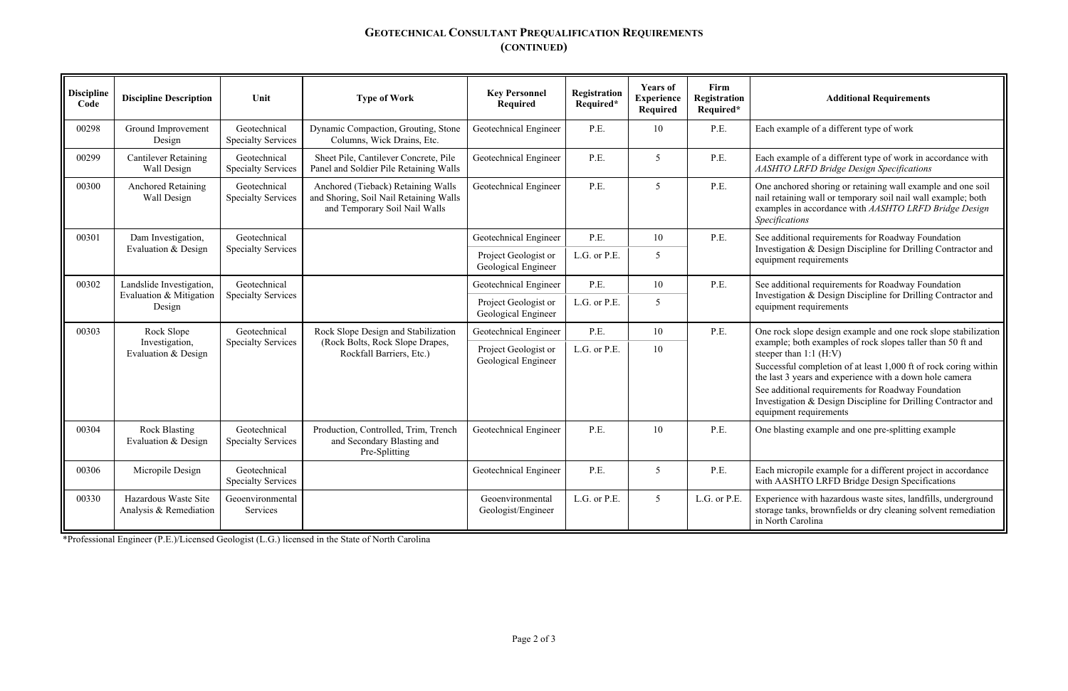## Geotechnical Consultant Prequalification Requirements (continued)

| Discipline Code | Discipline Description | Unit | Type of Work | Key Personnel Required | Registration Required* | Years of Experience Required | Firm Registration Required* | Additional Requirements |
|---|---|---|---|---|---|---|---|---|
| 00298 | Ground Improvement Design | Geotechnical Specialty Services | Dynamic Compaction, Grouting, Stone Columns, Wick Drains, Etc. | Geotechnical Engineer | P.E. | 10 | P.E. | Each example of a different type of work |
| 00299 | Cantilever Retaining Wall Design | Geotechnical Specialty Services | Sheet Pile, Cantilever Concrete, Pile Panel and Soldier Pile Retaining Walls | Geotechnical Engineer | P.E. | 5 | P.E. | Each example of a different type of work in accordance with *AASHTO LRFD Bridge Design Specifications* |
| 00300 | Anchored Retaining Wall Design | Geotechnical Specialty Services | Anchored (Tieback) Retaining Walls and Shoring, Soil Nail Retaining Walls and Temporary Soil Nail Walls | Geotechnical Engineer | P.E. | 5 | P.E. | One anchored shoring or retaining wall example and one soil nail retaining wall or temporary soil nail wall example; both examples in accordance with *AASHTO LRFD Bridge Design Specifications* |
| 00301 | Dam Investigation, Evaluation & Design | Geotechnical Specialty Services | | Geotechnical Engineer | P.E. | 10 | P.E. | See additional requirements for Roadway Foundation Investigation & Design Discipline for Drilling Contractor and equipment requirements |
| | | | | Project Geologist or Geological Engineer | L.G. or P.E. | 5 | | |
| 00302 | Landslide Investigation, Evaluation & Mitigation Design | Geotechnical Specialty Services | | Geotechnical Engineer | P.E. | 10 | P.E. | See additional requirements for Roadway Foundation Investigation & Design Discipline for Drilling Contractor and equipment requirements |
| | | | | Project Geologist or Geological Engineer | L.G. or P.E. | 5 | | |
| 00303 | Rock Slope Investigation, Evaluation & Design | Geotechnical Specialty Services | Rock Slope Design and Stabilization (Rock Bolts, Rock Slope Drapes, Rockfall Barriers, Etc.) | Geotechnical Engineer | P.E. | 10 | P.E. | One rock slope design example and one rock slope stabilization example; both examples of rock slopes taller than 50 ft and steeper than 1:1 (H:V)<br>Successful completion of at least 1,000 ft of rock coring within the last 3 years and experience with a down hole camera<br>See additional requirements for Roadway Foundation Investigation & Design Discipline for Drilling Contractor and equipment requirements |
| | | | | Project Geologist or Geological Engineer | L.G. or P.E. | 10 | | |
| 00304 | Rock Blasting Evaluation & Design | Geotechnical Specialty Services | Production, Controlled, Trim, Trench and Secondary Blasting and Pre-Splitting | Geotechnical Engineer | P.E. | 10 | P.E. | One blasting example and one pre-splitting example |
| 00306 | Micropile Design | Geotechnical Specialty Services | | Geotechnical Engineer | P.E. | 5 | P.E. | Each micropile example for a different project in accordance with AASHTO LRFD Bridge Design Specifications |
| 00330 | Hazardous Waste Site Analysis & Remediation | Geoenvironmental Services | | Geoenvironmental Geologist/Engineer | L.G. or P.E. | 5 | L.G. or P.E. | Experience with hazardous waste sites, landfills, underground storage tanks, brownfields or dry cleaning solvent remediation in North Carolina |

*Professional Engineer (P.E.)/Licensed Geologist (L.G.) licensed in the State of North Carolina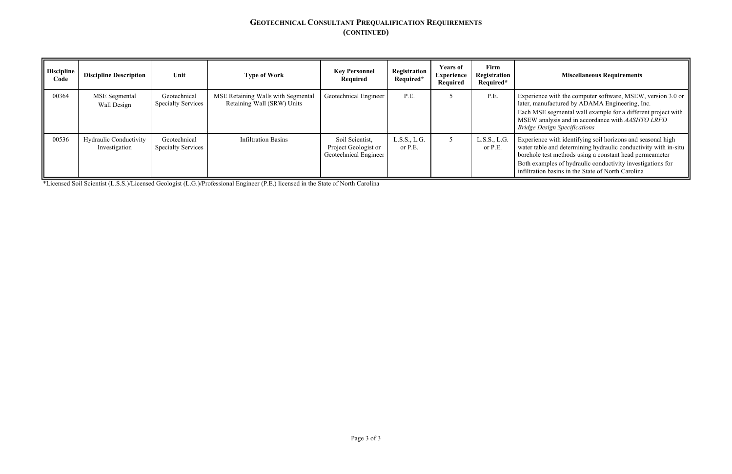# Geotechnical Consultant Prequalification Requirements (continued)

| Discipline Code | Discipline Description | Unit | Type of Work | Key Personnel Required | Registration Required* | Years of Experience Required | Firm Registration Required* | Miscellaneous Requirements |
|---|---|---|---|---|---|---|---|---|
| 00364 | MSE Segmental Wall Design | Geotechnical Specialty Services | MSE Retaining Walls with Segmental Retaining Wall (SRW) Units | Geotechnical Engineer | P.E. | 5 | P.E. | Experience with the computer software, MSEW, version 3.0 or later, manufactured by ADAMA Engineering, Inc.<br>Each MSE segmental wall example for a different project with MSEW analysis and in accordance with *AASHTO LRFD Bridge Design Specifications* |
| 00536 | Hydraulic Conductivity Investigation | Geotechnical Specialty Services | Infiltration Basins | Soil Scientist, Project Geologist or Geotechnical Engineer | L.S.S., L.G. or P.E. | 5 | L.S.S., L.G. or P.E. | Experience with identifying soil horizons and seasonal high water table and determining hydraulic conductivity with in-situ borehole test methods using a constant head permeameter<br>Both examples of hydraulic conductivity investigations for infiltration basins in the State of North Carolina |

*Licensed Soil Scientist (L.S.S.)/Licensed Geologist (L.G.)/Professional Engineer (P.E.) licensed in the State of North Carolina